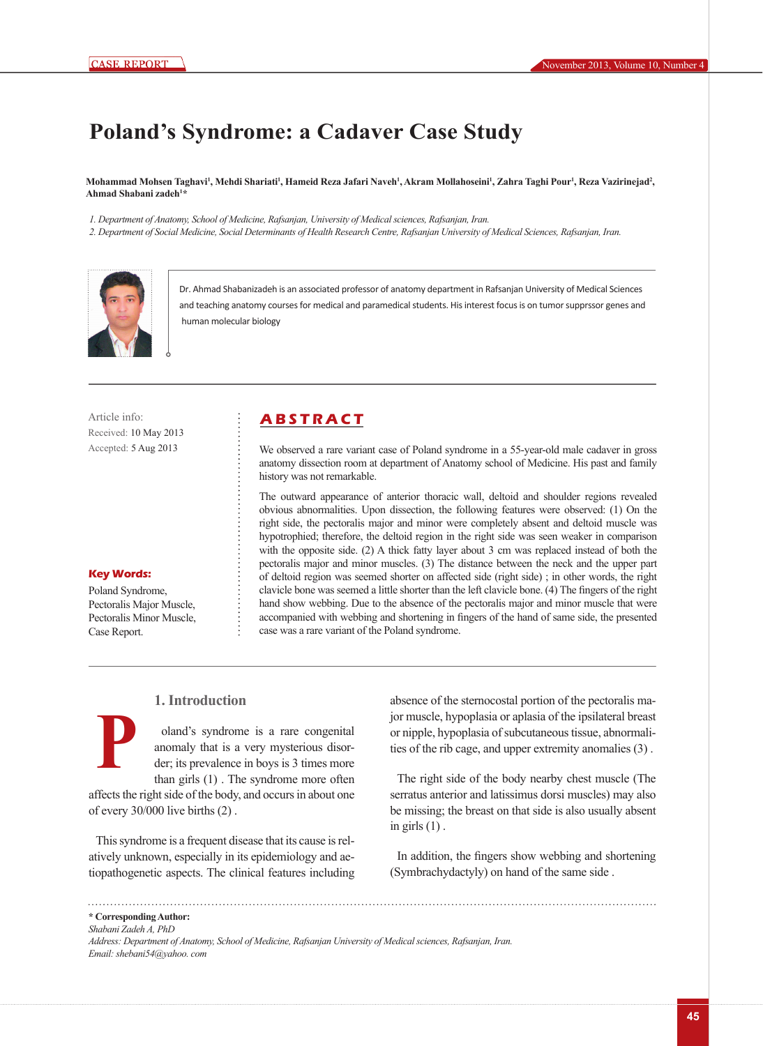# Poland's Syndrome: a Cadaver Case Study

**Mohammad Mohsen Taghavi[1], Mehdi Shariati[1], Hameid Reza Jafari Naveh[1], Akram Mollahoseini[1], Zahra Taghi Pour[1], Reza Vazirinejad[2], Ahmad Shabani zadeh[1*]**

*1. Department of Anatomy, School of Medicine, Rafsanjan, University of Medical sciences, Rafsanjan, Iran.*
*2. Department of Social Medicine, Social Determinants of Health Research Centre, Rafsanjan University of Medical Sciences, Rafsanjan, Iran.*

Dr. Ahmad Shabanizadeh is an associated professor of anatomy department in Rafsanjan University of Medical Sciences and teaching anatomy courses for medical and paramedical students. His interest focus is on tumor supprssor genes and human molecular biology

Article info:
Received: 10 May 2013
Accepted: 5 Aug 2013

**Key Words:**
Poland Syndrome,
Pectoralis Major Muscle,
Pectoralis Minor Muscle,
Case Report.

## ABSTRACT

We observed a rare variant case of Poland syndrome in a 55-year-old male cadaver in gross anatomy dissection room at department of Anatomy school of Medicine. His past and family history was not remarkable.

The outward appearance of anterior thoracic wall, deltoid and shoulder regions revealed obvious abnormalities. Upon dissection, the following features were observed: (1) On the right side, the pectoralis major and minor were completely absent and deltoid muscle was hypotrophied; therefore, the deltoid region in the right side was seen weaker in comparison with the opposite side. (2) A thick fatty layer about 3 cm was replaced instead of both the pectoralis major and minor muscles. (3) The distance between the neck and the upper part of deltoid region was seemed shorter on affected side (right side) ; in other words, the right clavicle bone was seemed a little shorter than the left clavicle bone. (4) The fingers of the right hand show webbing. Due to the absence of the pectoralis major and minor muscle that were accompanied with webbing and shortening in fingers of the hand of same side, the presented case was a rare variant of the Poland syndrome.

## 1. Introduction

Poland's syndrome is a rare congenital anomaly that is a very mysterious disorder; its prevalence in boys is 3 times more than girls (1) . The syndrome more often affects the right side of the body, and occurs in about one of every 30/000 live births (2) .

This syndrome is a frequent disease that its cause is relatively unknown, especially in its epidemiology and aetiopathogenetic aspects. The clinical features including absence of the sternocostal portion of the pectoralis major muscle, hypoplasia or aplasia of the ipsilateral breast or nipple, hypoplasia of subcutaneous tissue, abnormalities of the rib cage, and upper extremity anomalies (3) .

The right side of the body nearby chest muscle (The serratus anterior and latissimus dorsi muscles) may also be missing; the breast on that side is also usually absent in girls (1) .

In addition, the fingers show webbing and shortening (Symbrachydactyly) on hand of the same side .

**\* Corresponding Author:**
*Shabani Zadeh A, PhD*
*Address: Department of Anatomy, School of Medicine, Rafsanjan University of Medical sciences, Rafsanjan, Iran.*
*Email: shebani54@yahoo. com*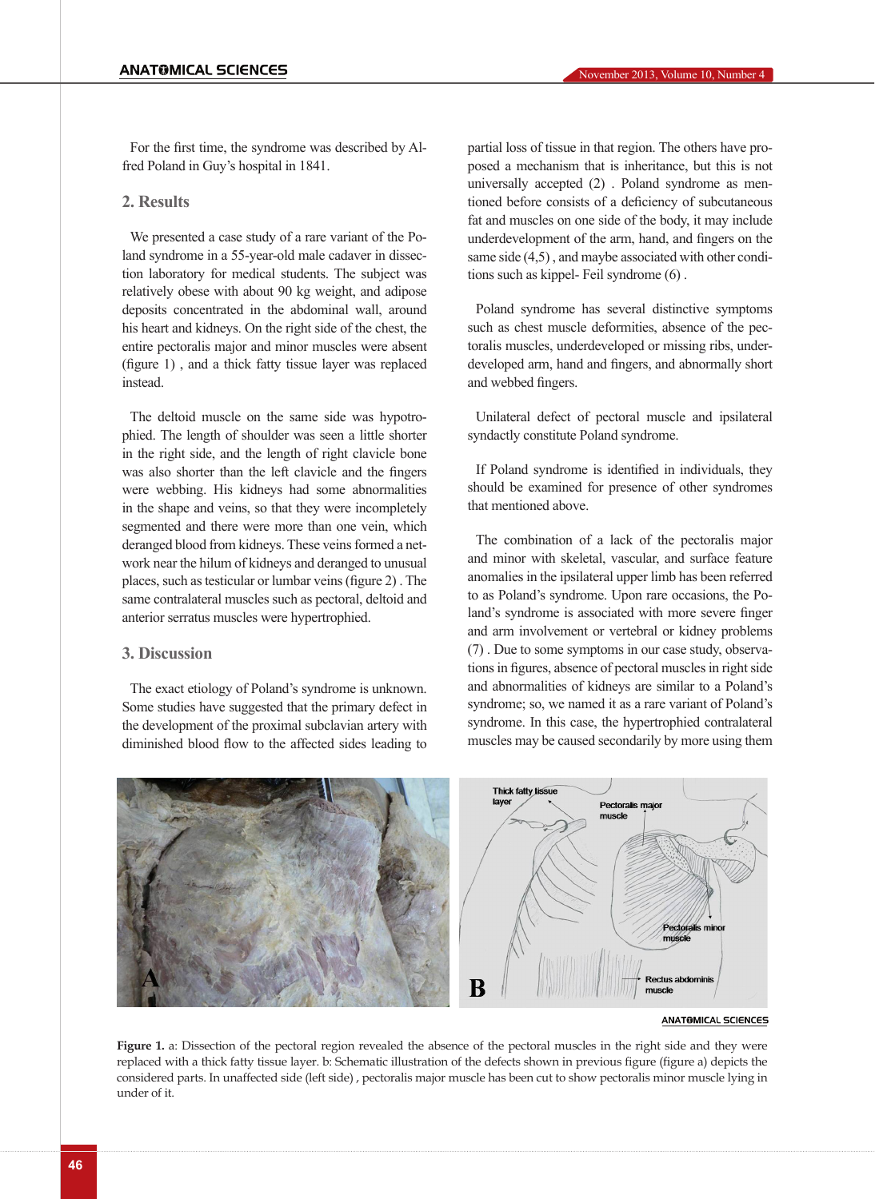For the first time, the syndrome was described by Alfred Poland in Guy's hospital in 1841.

## 2. Results

We presented a case study of a rare variant of the Poland syndrome in a 55-year-old male cadaver in dissection laboratory for medical students. The subject was relatively obese with about 90 kg weight, and adipose deposits concentrated in the abdominal wall, around his heart and kidneys. On the right side of the chest, the entire pectoralis major and minor muscles were absent (figure 1) , and a thick fatty tissue layer was replaced instead.

The deltoid muscle on the same side was hypotrophied. The length of shoulder was seen a little shorter in the right side, and the length of right clavicle bone was also shorter than the left clavicle and the fingers were webbing. His kidneys had some abnormalities in the shape and veins, so that they were incompletely segmented and there were more than one vein, which deranged blood from kidneys. These veins formed a network near the hilum of kidneys and deranged to unusual places, such as testicular or lumbar veins (figure 2) . The same contralateral muscles such as pectoral, deltoid and anterior serratus muscles were hypertrophied.

## 3. Discussion

The exact etiology of Poland's syndrome is unknown. Some studies have suggested that the primary defect in the development of the proximal subclavian artery with diminished blood flow to the affected sides leading to partial loss of tissue in that region. The others have proposed a mechanism that is inheritance, but this is not universally accepted (2) . Poland syndrome as mentioned before consists of a deficiency of subcutaneous fat and muscles on one side of the body, it may include underdevelopment of the arm, hand, and fingers on the same side (4,5) , and maybe associated with other conditions such as kippel- Feil syndrome (6) .

Poland syndrome has several distinctive symptoms such as chest muscle deformities, absence of the pectoralis muscles, underdeveloped or missing ribs, underdeveloped arm, hand and fingers, and abnormally short and webbed fingers.

Unilateral defect of pectoral muscle and ipsilateral syndactly constitute Poland syndrome.

If Poland syndrome is identified in individuals, they should be examined for presence of other syndromes that mentioned above.

The combination of a lack of the pectoralis major and minor with skeletal, vascular, and surface feature anomalies in the ipsilateral upper limb has been referred to as Poland's syndrome. Upon rare occasions, the Poland's syndrome is associated with more severe finger and arm involvement or vertebral or kidney problems (7) . Due to some symptoms in our case study, observations in figures, absence of pectoral muscles in right side and abnormalities of kidneys are similar to a Poland's syndrome; so, we named it as a rare variant of Poland's syndrome. In this case, the hypertrophied contralateral muscles may be caused secondarily by more using them

**Figure 1.** a: Dissection of the pectoral region revealed the absence of the pectoral muscles in the right side and they were replaced with a thick fatty tissue layer. b: Schematic illustration of the defects shown in previous figure (figure a) depicts the considered parts. In unaffected side (left side) , pectoralis major muscle has been cut to show pectoralis minor muscle lying in under of it.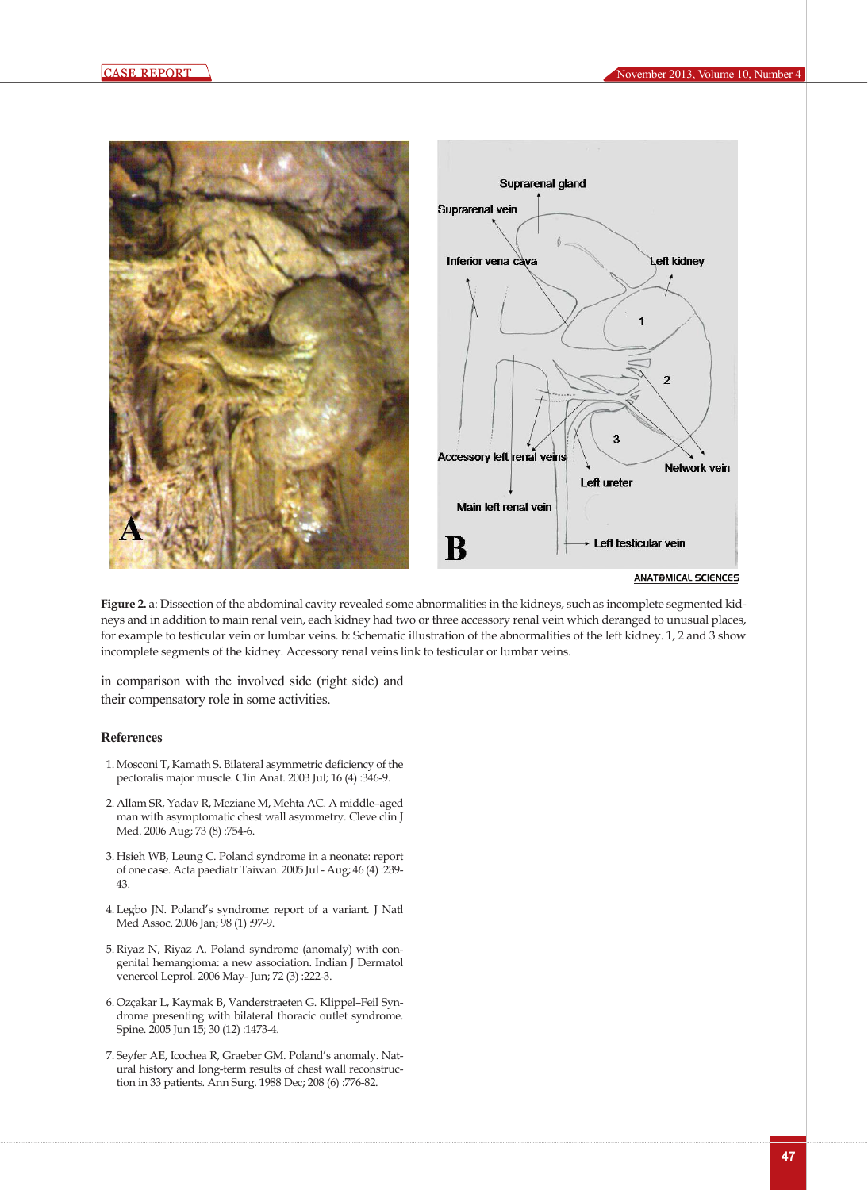Suprarenal gland

Suprarenal vein

Inferior vena cava

Left kidney

1

2

3

Accessory left renal veins

Network vein

Left ureter

Main left renal vein

Left testicular vein

A

B

ANATOMICAL SCIENCES

**Figure 2.** a: Dissection of the abdominal cavity revealed some abnormalities in the kidneys, such as incomplete segmented kidneys and in addition to main renal vein, each kidney had two or three accessory renal vein which deranged to unusual places, for example to testicular vein or lumbar veins. b: Schematic illustration of the abnormalities of the left kidney. 1, 2 and 3 show incomplete segments of the kidney. Accessory renal veins link to testicular or lumbar veins.

in comparison with the involved side (right side) and their compensatory role in some activities.

## References

1. Mosconi T, Kamath S. Bilateral asymmetric deficiency of the pectoralis major muscle. Clin Anat. 2003 Jul; 16 (4) :346-9.
2. Allam SR, Yadav R, Meziane M, Mehta AC. A middle–aged man with asymptomatic chest wall asymmetry. Cleve clin J Med. 2006 Aug; 73 (8) :754-6.
3. Hsieh WB, Leung C. Poland syndrome in a neonate: report of one case. Acta paediatr Taiwan. 2005 Jul - Aug; 46 (4) :239-43.
4. Legbo JN. Poland's syndrome: report of a variant. J Natl Med Assoc. 2006 Jan; 98 (1) :97-9.
5. Riyaz N, Riyaz A. Poland syndrome (anomaly) with congenital hemangioma: a new association. Indian J Dermatol venereol Leprol. 2006 May- Jun; 72 (3) :222-3.
6. Ozçakar L, Kaymak B, Vanderstraeten G. Klippel–Feil Syndrome presenting with bilateral thoracic outlet syndrome. Spine. 2005 Jun 15; 30 (12) :1473-4.
7. Seyfer AE, Icochea R, Graeber GM. Poland's anomaly. Natural history and long-term results of chest wall reconstruction in 33 patients. Ann Surg. 1988 Dec; 208 (6) :776-82.